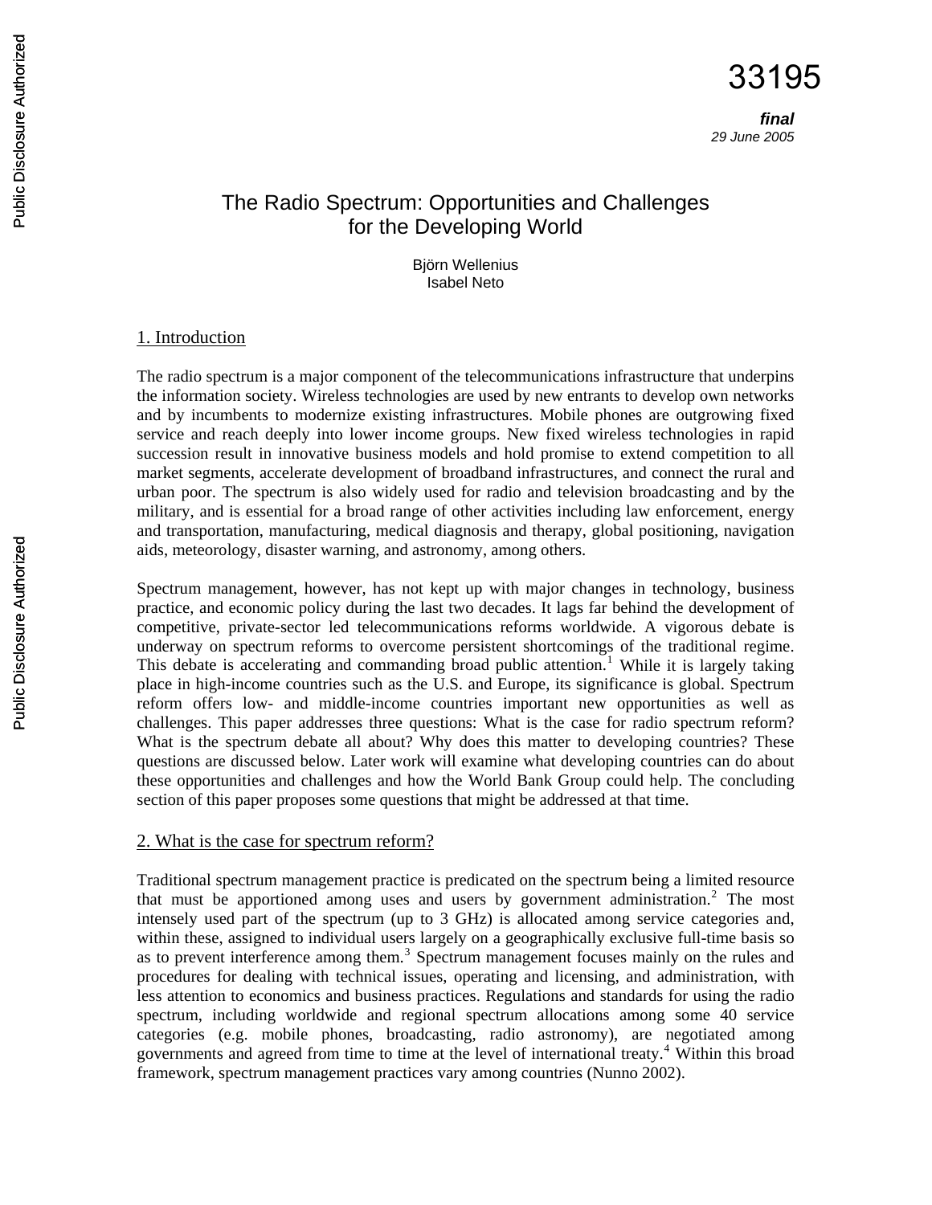33195

***final***
*29 June 2005*

# The Radio Spectrum: Opportunities and Challenges for the Developing World

Björn Wellenius
Isabel Neto

## 1. Introduction

The radio spectrum is a major component of the telecommunications infrastructure that underpins the information society. Wireless technologies are used by new entrants to develop own networks and by incumbents to modernize existing infrastructures. Mobile phones are outgrowing fixed service and reach deeply into lower income groups. New fixed wireless technologies in rapid succession result in innovative business models and hold promise to extend competition to all market segments, accelerate development of broadband infrastructures, and connect the rural and urban poor. The spectrum is also widely used for radio and television broadcasting and by the military, and is essential for a broad range of other activities including law enforcement, energy and transportation, manufacturing, medical diagnosis and therapy, global positioning, navigation aids, meteorology, disaster warning, and astronomy, among others.

Spectrum management, however, has not kept up with major changes in technology, business practice, and economic policy during the last two decades. It lags far behind the development of competitive, private-sector led telecommunications reforms worldwide. A vigorous debate is underway on spectrum reforms to overcome persistent shortcomings of the traditional regime. This debate is accelerating and commanding broad public attention.[1] While it is largely taking place in high-income countries such as the U.S. and Europe, its significance is global. Spectrum reform offers low- and middle-income countries important new opportunities as well as challenges. This paper addresses three questions: What is the case for radio spectrum reform? What is the spectrum debate all about? Why does this matter to developing countries? These questions are discussed below. Later work will examine what developing countries can do about these opportunities and challenges and how the World Bank Group could help. The concluding section of this paper proposes some questions that might be addressed at that time.

## 2. What is the case for spectrum reform?

Traditional spectrum management practice is predicated on the spectrum being a limited resource that must be apportioned among uses and users by government administration.[2] The most intensely used part of the spectrum (up to 3 GHz) is allocated among service categories and, within these, assigned to individual users largely on a geographically exclusive full-time basis so as to prevent interference among them.[3] Spectrum management focuses mainly on the rules and procedures for dealing with technical issues, operating and licensing, and administration, with less attention to economics and business practices. Regulations and standards for using the radio spectrum, including worldwide and regional spectrum allocations among some 40 service categories (e.g. mobile phones, broadcasting, radio astronomy), are negotiated among governments and agreed from time to time at the level of international treaty.[4] Within this broad framework, spectrum management practices vary among countries (Nunno 2002).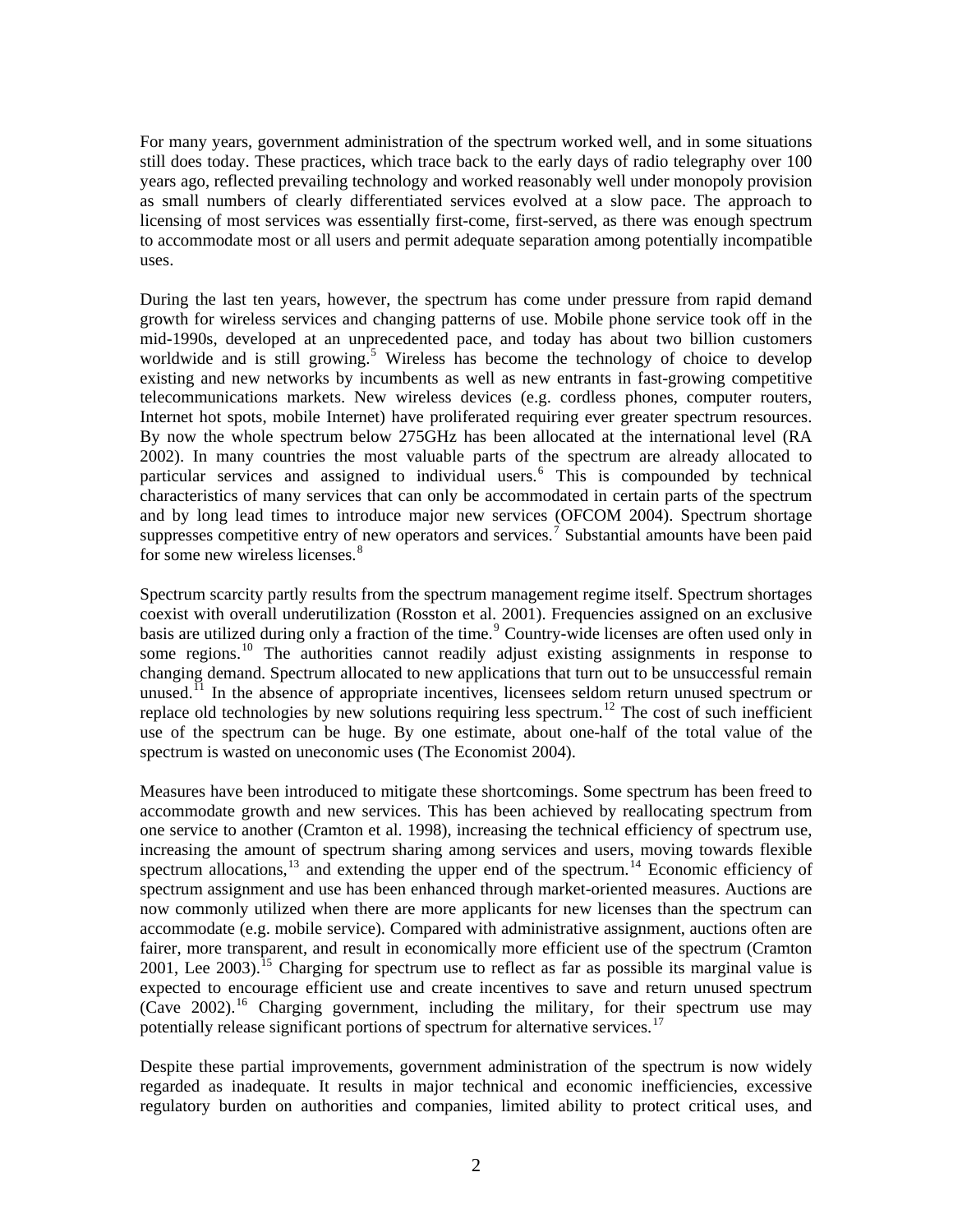For many years, government administration of the spectrum worked well, and in some situations still does today. These practices, which trace back to the early days of radio telegraphy over 100 years ago, reflected prevailing technology and worked reasonably well under monopoly provision as small numbers of clearly differentiated services evolved at a slow pace. The approach to licensing of most services was essentially first-come, first-served, as there was enough spectrum to accommodate most or all users and permit adequate separation among potentially incompatible uses.

During the last ten years, however, the spectrum has come under pressure from rapid demand growth for wireless services and changing patterns of use. Mobile phone service took off in the mid-1990s, developed at an unprecedented pace, and today has about two billion customers worldwide and is still growing.[5] Wireless has become the technology of choice to develop existing and new networks by incumbents as well as new entrants in fast-growing competitive telecommunications markets. New wireless devices (e.g. cordless phones, computer routers, Internet hot spots, mobile Internet) have proliferated requiring ever greater spectrum resources. By now the whole spectrum below 275GHz has been allocated at the international level (RA 2002). In many countries the most valuable parts of the spectrum are already allocated to particular services and assigned to individual users.[6] This is compounded by technical characteristics of many services that can only be accommodated in certain parts of the spectrum and by long lead times to introduce major new services (OFCOM 2004). Spectrum shortage suppresses competitive entry of new operators and services.[7] Substantial amounts have been paid for some new wireless licenses.[8]

Spectrum scarcity partly results from the spectrum management regime itself. Spectrum shortages coexist with overall underutilization (Rosston et al. 2001). Frequencies assigned on an exclusive basis are utilized during only a fraction of the time.[9] Country-wide licenses are often used only in some regions.[10] The authorities cannot readily adjust existing assignments in response to changing demand. Spectrum allocated to new applications that turn out to be unsuccessful remain unused.[11] In the absence of appropriate incentives, licensees seldom return unused spectrum or replace old technologies by new solutions requiring less spectrum.[12] The cost of such inefficient use of the spectrum can be huge. By one estimate, about one-half of the total value of the spectrum is wasted on uneconomic uses (The Economist 2004).

Measures have been introduced to mitigate these shortcomings. Some spectrum has been freed to accommodate growth and new services. This has been achieved by reallocating spectrum from one service to another (Cramton et al. 1998), increasing the technical efficiency of spectrum use, increasing the amount of spectrum sharing among services and users, moving towards flexible spectrum allocations,[13] and extending the upper end of the spectrum.[14] Economic efficiency of spectrum assignment and use has been enhanced through market-oriented measures. Auctions are now commonly utilized when there are more applicants for new licenses than the spectrum can accommodate (e.g. mobile service). Compared with administrative assignment, auctions often are fairer, more transparent, and result in economically more efficient use of the spectrum (Cramton 2001, Lee 2003).[15] Charging for spectrum use to reflect as far as possible its marginal value is expected to encourage efficient use and create incentives to save and return unused spectrum (Cave 2002).[16] Charging government, including the military, for their spectrum use may potentially release significant portions of spectrum for alternative services.[17]

Despite these partial improvements, government administration of the spectrum is now widely regarded as inadequate. It results in major technical and economic inefficiencies, excessive regulatory burden on authorities and companies, limited ability to protect critical uses, and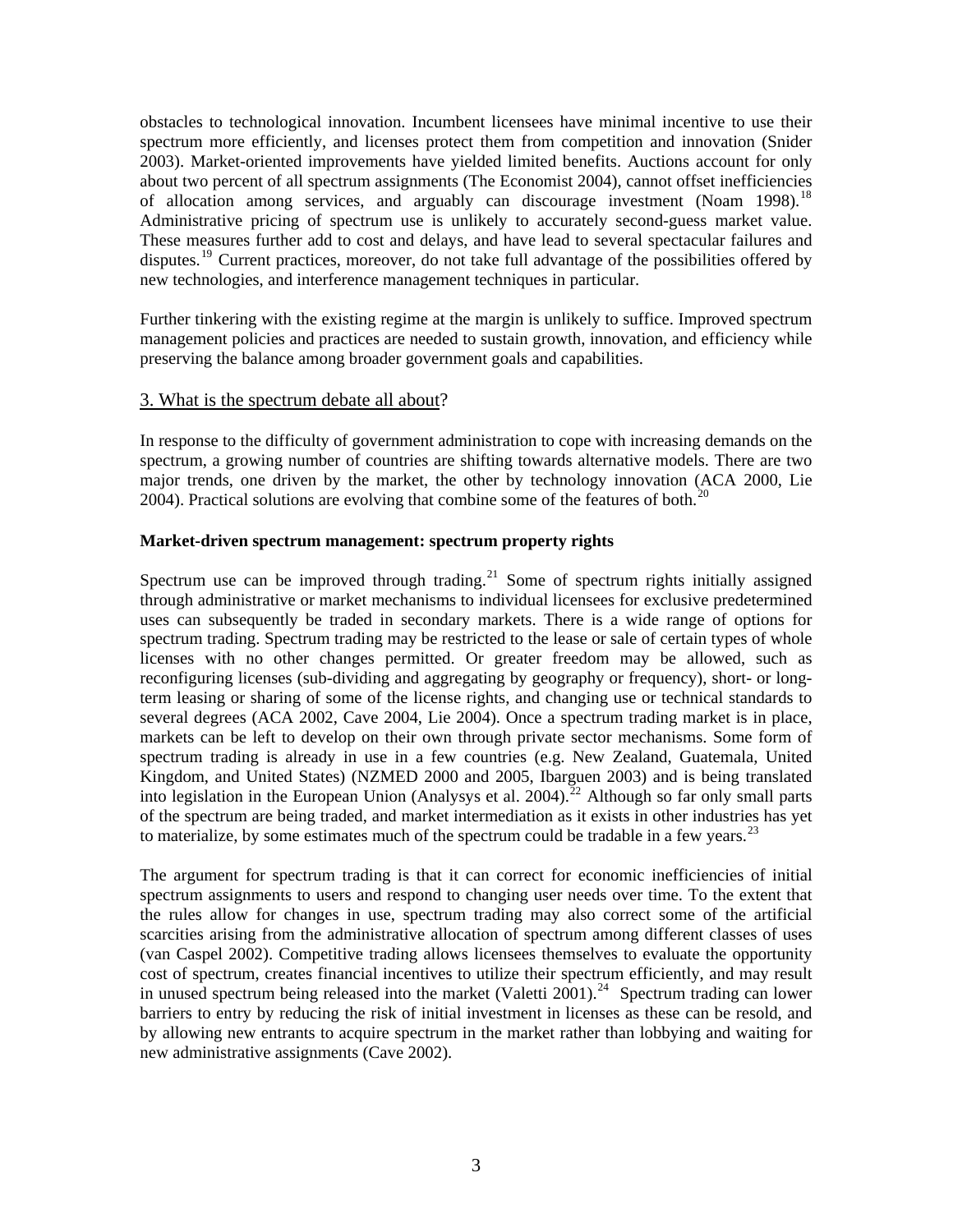obstacles to technological innovation. Incumbent licensees have minimal incentive to use their spectrum more efficiently, and licenses protect them from competition and innovation (Snider 2003). Market-oriented improvements have yielded limited benefits. Auctions account for only about two percent of all spectrum assignments (The Economist 2004), cannot offset inefficiencies of allocation among services, and arguably can discourage investment (Noam 1998).[18] Administrative pricing of spectrum use is unlikely to accurately second-guess market value. These measures further add to cost and delays, and have lead to several spectacular failures and disputes.[19] Current practices, moreover, do not take full advantage of the possibilities offered by new technologies, and interference management techniques in particular.

Further tinkering with the existing regime at the margin is unlikely to suffice. Improved spectrum management policies and practices are needed to sustain growth, innovation, and efficiency while preserving the balance among broader government goals and capabilities.

## 3. What is the spectrum debate all about?

In response to the difficulty of government administration to cope with increasing demands on the spectrum, a growing number of countries are shifting towards alternative models. There are two major trends, one driven by the market, the other by technology innovation (ACA 2000, Lie 2004). Practical solutions are evolving that combine some of the features of both.[20]

### Market-driven spectrum management: spectrum property rights

Spectrum use can be improved through trading.[21] Some of spectrum rights initially assigned through administrative or market mechanisms to individual licensees for exclusive predetermined uses can subsequently be traded in secondary markets. There is a wide range of options for spectrum trading. Spectrum trading may be restricted to the lease or sale of certain types of whole licenses with no other changes permitted. Or greater freedom may be allowed, such as reconfiguring licenses (sub-dividing and aggregating by geography or frequency), short- or long-term leasing or sharing of some of the license rights, and changing use or technical standards to several degrees (ACA 2002, Cave 2004, Lie 2004). Once a spectrum trading market is in place, markets can be left to develop on their own through private sector mechanisms. Some form of spectrum trading is already in use in a few countries (e.g. New Zealand, Guatemala, United Kingdom, and United States) (NZMED 2000 and 2005, Ibarguen 2003) and is being translated into legislation in the European Union (Analysys et al. 2004).[22] Although so far only small parts of the spectrum are being traded, and market intermediation as it exists in other industries has yet to materialize, by some estimates much of the spectrum could be tradable in a few years.[23]

The argument for spectrum trading is that it can correct for economic inefficiencies of initial spectrum assignments to users and respond to changing user needs over time. To the extent that the rules allow for changes in use, spectrum trading may also correct some of the artificial scarcities arising from the administrative allocation of spectrum among different classes of uses (van Caspel 2002). Competitive trading allows licensees themselves to evaluate the opportunity cost of spectrum, creates financial incentives to utilize their spectrum efficiently, and may result in unused spectrum being released into the market (Valetti 2001).[24] Spectrum trading can lower barriers to entry by reducing the risk of initial investment in licenses as these can be resold, and by allowing new entrants to acquire spectrum in the market rather than lobbying and waiting for new administrative assignments (Cave 2002).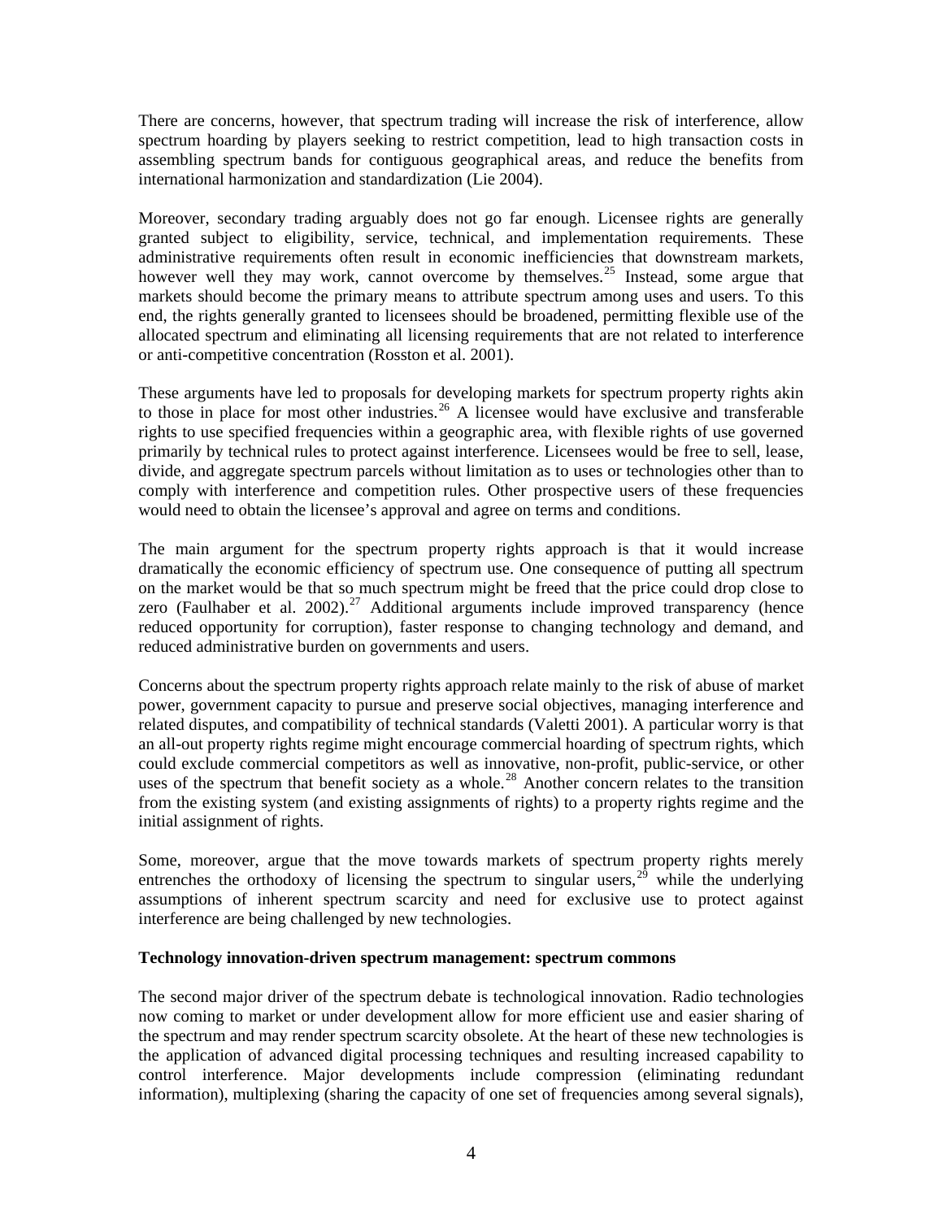There are concerns, however, that spectrum trading will increase the risk of interference, allow spectrum hoarding by players seeking to restrict competition, lead to high transaction costs in assembling spectrum bands for contiguous geographical areas, and reduce the benefits from international harmonization and standardization (Lie 2004).

Moreover, secondary trading arguably does not go far enough. Licensee rights are generally granted subject to eligibility, service, technical, and implementation requirements. These administrative requirements often result in economic inefficiencies that downstream markets, however well they may work, cannot overcome by themselves.[25] Instead, some argue that markets should become the primary means to attribute spectrum among uses and users. To this end, the rights generally granted to licensees should be broadened, permitting flexible use of the allocated spectrum and eliminating all licensing requirements that are not related to interference or anti-competitive concentration (Rosston et al. 2001).

These arguments have led to proposals for developing markets for spectrum property rights akin to those in place for most other industries.[26] A licensee would have exclusive and transferable rights to use specified frequencies within a geographic area, with flexible rights of use governed primarily by technical rules to protect against interference. Licensees would be free to sell, lease, divide, and aggregate spectrum parcels without limitation as to uses or technologies other than to comply with interference and competition rules. Other prospective users of these frequencies would need to obtain the licensee's approval and agree on terms and conditions.

The main argument for the spectrum property rights approach is that it would increase dramatically the economic efficiency of spectrum use. One consequence of putting all spectrum on the market would be that so much spectrum might be freed that the price could drop close to zero (Faulhaber et al. 2002).[27] Additional arguments include improved transparency (hence reduced opportunity for corruption), faster response to changing technology and demand, and reduced administrative burden on governments and users.

Concerns about the spectrum property rights approach relate mainly to the risk of abuse of market power, government capacity to pursue and preserve social objectives, managing interference and related disputes, and compatibility of technical standards (Valetti 2001). A particular worry is that an all-out property rights regime might encourage commercial hoarding of spectrum rights, which could exclude commercial competitors as well as innovative, non-profit, public-service, or other uses of the spectrum that benefit society as a whole.[28] Another concern relates to the transition from the existing system (and existing assignments of rights) to a property rights regime and the initial assignment of rights.

Some, moreover, argue that the move towards markets of spectrum property rights merely entrenches the orthodoxy of licensing the spectrum to singular users,[29] while the underlying assumptions of inherent spectrum scarcity and need for exclusive use to protect against interference are being challenged by new technologies.

**Technology innovation-driven spectrum management: spectrum commons**

The second major driver of the spectrum debate is technological innovation. Radio technologies now coming to market or under development allow for more efficient use and easier sharing of the spectrum and may render spectrum scarcity obsolete. At the heart of these new technologies is the application of advanced digital processing techniques and resulting increased capability to control interference. Major developments include compression (eliminating redundant information), multiplexing (sharing the capacity of one set of frequencies among several signals),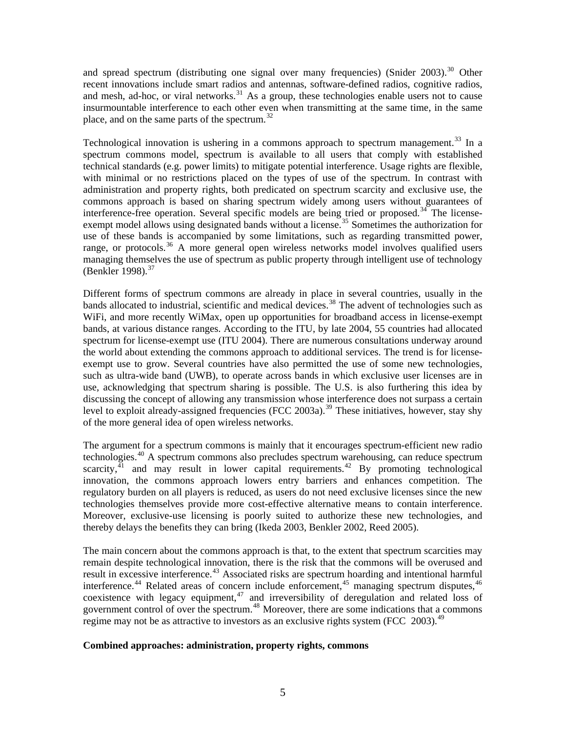and spread spectrum (distributing one signal over many frequencies) (Snider 2003).[30] Other recent innovations include smart radios and antennas, software-defined radios, cognitive radios, and mesh, ad-hoc, or viral networks.[31] As a group, these technologies enable users not to cause insurmountable interference to each other even when transmitting at the same time, in the same place, and on the same parts of the spectrum.[32]

Technological innovation is ushering in a commons approach to spectrum management.[33] In a spectrum commons model, spectrum is available to all users that comply with established technical standards (e.g. power limits) to mitigate potential interference. Usage rights are flexible, with minimal or no restrictions placed on the types of use of the spectrum. In contrast with administration and property rights, both predicated on spectrum scarcity and exclusive use, the commons approach is based on sharing spectrum widely among users without guarantees of interference-free operation. Several specific models are being tried or proposed.[34] The license-exempt model allows using designated bands without a license.[35] Sometimes the authorization for use of these bands is accompanied by some limitations, such as regarding transmitted power, range, or protocols.[36] A more general open wireless networks model involves qualified users managing themselves the use of spectrum as public property through intelligent use of technology (Benkler 1998).[37]

Different forms of spectrum commons are already in place in several countries, usually in the bands allocated to industrial, scientific and medical devices.[38] The advent of technologies such as WiFi, and more recently WiMax, open up opportunities for broadband access in license-exempt bands, at various distance ranges. According to the ITU, by late 2004, 55 countries had allocated spectrum for license-exempt use (ITU 2004). There are numerous consultations underway around the world about extending the commons approach to additional services. The trend is for license-exempt use to grow. Several countries have also permitted the use of some new technologies, such as ultra-wide band (UWB), to operate across bands in which exclusive user licenses are in use, acknowledging that spectrum sharing is possible. The U.S. is also furthering this idea by discussing the concept of allowing any transmission whose interference does not surpass a certain level to exploit already-assigned frequencies (FCC 2003a).[39] These initiatives, however, stay shy of the more general idea of open wireless networks.

The argument for a spectrum commons is mainly that it encourages spectrum-efficient new radio technologies.[40] A spectrum commons also precludes spectrum warehousing, can reduce spectrum scarcity,[41] and may result in lower capital requirements.[42] By promoting technological innovation, the commons approach lowers entry barriers and enhances competition. The regulatory burden on all players is reduced, as users do not need exclusive licenses since the new technologies themselves provide more cost-effective alternative means to contain interference. Moreover, exclusive-use licensing is poorly suited to authorize these new technologies, and thereby delays the benefits they can bring (Ikeda 2003, Benkler 2002, Reed 2005).

The main concern about the commons approach is that, to the extent that spectrum scarcities may remain despite technological innovation, there is the risk that the commons will be overused and result in excessive interference.[43] Associated risks are spectrum hoarding and intentional harmful interference.[44] Related areas of concern include enforcement,[45] managing spectrum disputes,[46] coexistence with legacy equipment,[47] and irreversibility of deregulation and related loss of government control of over the spectrum.[48] Moreover, there are some indications that a commons regime may not be as attractive to investors as an exclusive rights system (FCC 2003).[49]

**Combined approaches: administration, property rights, commons**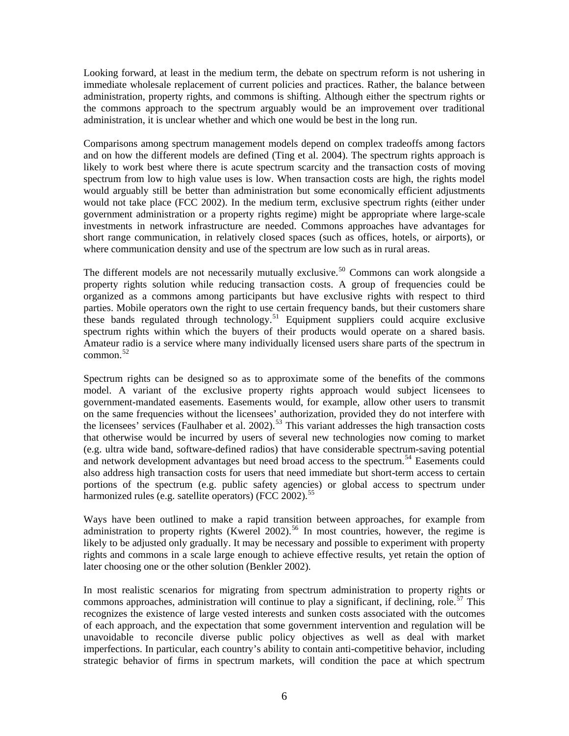Looking forward, at least in the medium term, the debate on spectrum reform is not ushering in immediate wholesale replacement of current policies and practices. Rather, the balance between administration, property rights, and commons is shifting. Although either the spectrum rights or the commons approach to the spectrum arguably would be an improvement over traditional administration, it is unclear whether and which one would be best in the long run.

Comparisons among spectrum management models depend on complex tradeoffs among factors and on how the different models are defined (Ting et al. 2004). The spectrum rights approach is likely to work best where there is acute spectrum scarcity and the transaction costs of moving spectrum from low to high value uses is low. When transaction costs are high, the rights model would arguably still be better than administration but some economically efficient adjustments would not take place (FCC 2002). In the medium term, exclusive spectrum rights (either under government administration or a property rights regime) might be appropriate where large-scale investments in network infrastructure are needed. Commons approaches have advantages for short range communication, in relatively closed spaces (such as offices, hotels, or airports), or where communication density and use of the spectrum are low such as in rural areas.

The different models are not necessarily mutually exclusive.[50] Commons can work alongside a property rights solution while reducing transaction costs. A group of frequencies could be organized as a commons among participants but have exclusive rights with respect to third parties. Mobile operators own the right to use certain frequency bands, but their customers share these bands regulated through technology.[51] Equipment suppliers could acquire exclusive spectrum rights within which the buyers of their products would operate on a shared basis. Amateur radio is a service where many individually licensed users share parts of the spectrum in common.[52]

Spectrum rights can be designed so as to approximate some of the benefits of the commons model. A variant of the exclusive property rights approach would subject licensees to government-mandated easements. Easements would, for example, allow other users to transmit on the same frequencies without the licensees' authorization, provided they do not interfere with the licensees' services (Faulhaber et al. 2002).[53] This variant addresses the high transaction costs that otherwise would be incurred by users of several new technologies now coming to market (e.g. ultra wide band, software-defined radios) that have considerable spectrum-saving potential and network development advantages but need broad access to the spectrum.[54] Easements could also address high transaction costs for users that need immediate but short-term access to certain portions of the spectrum (e.g. public safety agencies) or global access to spectrum under harmonized rules (e.g. satellite operators) (FCC 2002).[55]

Ways have been outlined to make a rapid transition between approaches, for example from administration to property rights (Kwerel 2002).[56] In most countries, however, the regime is likely to be adjusted only gradually. It may be necessary and possible to experiment with property rights and commons in a scale large enough to achieve effective results, yet retain the option of later choosing one or the other solution (Benkler 2002).

In most realistic scenarios for migrating from spectrum administration to property rights or commons approaches, administration will continue to play a significant, if declining, role.[57] This recognizes the existence of large vested interests and sunken costs associated with the outcomes of each approach, and the expectation that some government intervention and regulation will be unavoidable to reconcile diverse public policy objectives as well as deal with market imperfections. In particular, each country's ability to contain anti-competitive behavior, including strategic behavior of firms in spectrum markets, will condition the pace at which spectrum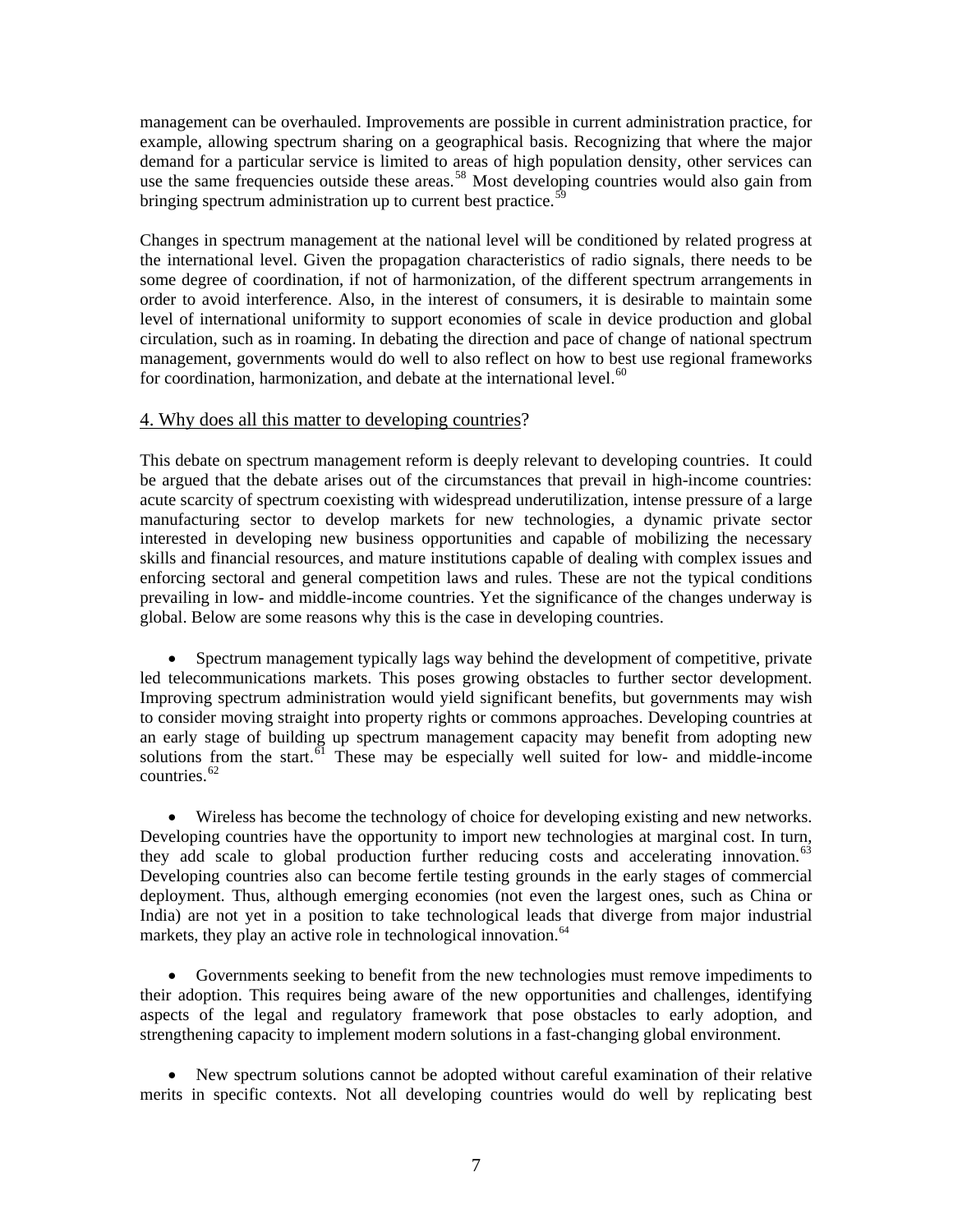management can be overhauled. Improvements are possible in current administration practice, for example, allowing spectrum sharing on a geographical basis. Recognizing that where the major demand for a particular service is limited to areas of high population density, other services can use the same frequencies outside these areas.[58] Most developing countries would also gain from bringing spectrum administration up to current best practice.[59]

Changes in spectrum management at the national level will be conditioned by related progress at the international level. Given the propagation characteristics of radio signals, there needs to be some degree of coordination, if not of harmonization, of the different spectrum arrangements in order to avoid interference. Also, in the interest of consumers, it is desirable to maintain some level of international uniformity to support economies of scale in device production and global circulation, such as in roaming. In debating the direction and pace of change of national spectrum management, governments would do well to also reflect on how to best use regional frameworks for coordination, harmonization, and debate at the international level.[60]

## 4. Why does all this matter to developing countries?

This debate on spectrum management reform is deeply relevant to developing countries. It could be argued that the debate arises out of the circumstances that prevail in high-income countries: acute scarcity of spectrum coexisting with widespread underutilization, intense pressure of a large manufacturing sector to develop markets for new technologies, a dynamic private sector interested in developing new business opportunities and capable of mobilizing the necessary skills and financial resources, and mature institutions capable of dealing with complex issues and enforcing sectoral and general competition laws and rules. These are not the typical conditions prevailing in low- and middle-income countries. Yet the significance of the changes underway is global. Below are some reasons why this is the case in developing countries.

- Spectrum management typically lags way behind the development of competitive, private led telecommunications markets. This poses growing obstacles to further sector development. Improving spectrum administration would yield significant benefits, but governments may wish to consider moving straight into property rights or commons approaches. Developing countries at an early stage of building up spectrum management capacity may benefit from adopting new solutions from the start.[61] These may be especially well suited for low- and middle-income countries.[62]

- Wireless has become the technology of choice for developing existing and new networks. Developing countries have the opportunity to import new technologies at marginal cost. In turn, they add scale to global production further reducing costs and accelerating innovation.[63] Developing countries also can become fertile testing grounds in the early stages of commercial deployment. Thus, although emerging economies (not even the largest ones, such as China or India) are not yet in a position to take technological leads that diverge from major industrial markets, they play an active role in technological innovation.[64]

- Governments seeking to benefit from the new technologies must remove impediments to their adoption. This requires being aware of the new opportunities and challenges, identifying aspects of the legal and regulatory framework that pose obstacles to early adoption, and strengthening capacity to implement modern solutions in a fast-changing global environment.

- New spectrum solutions cannot be adopted without careful examination of their relative merits in specific contexts. Not all developing countries would do well by replicating best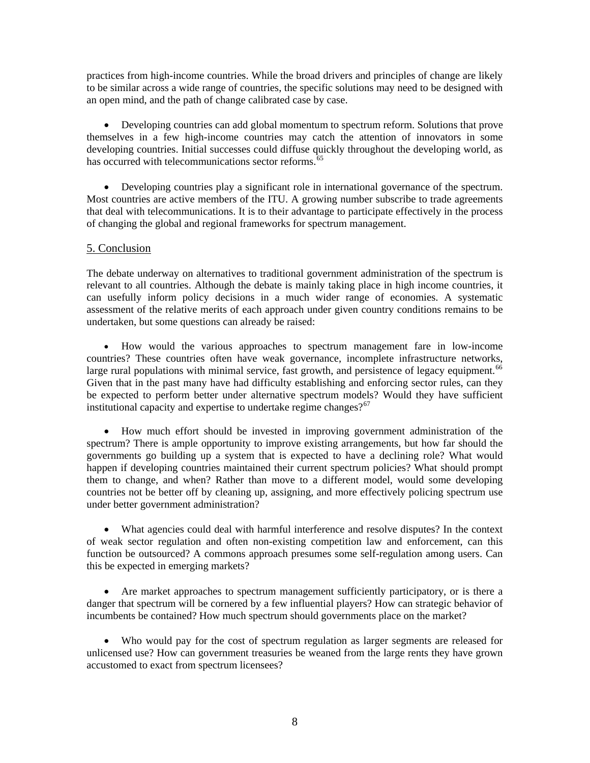practices from high-income countries. While the broad drivers and principles of change are likely to be similar across a wide range of countries, the specific solutions may need to be designed with an open mind, and the path of change calibrated case by case.

- Developing countries can add global momentum to spectrum reform. Solutions that prove themselves in a few high-income countries may catch the attention of innovators in some developing countries. Initial successes could diffuse quickly throughout the developing world, as has occurred with telecommunications sector reforms.[65]

- Developing countries play a significant role in international governance of the spectrum. Most countries are active members of the ITU. A growing number subscribe to trade agreements that deal with telecommunications. It is to their advantage to participate effectively in the process of changing the global and regional frameworks for spectrum management.

## 5. Conclusion

The debate underway on alternatives to traditional government administration of the spectrum is relevant to all countries. Although the debate is mainly taking place in high income countries, it can usefully inform policy decisions in a much wider range of economies. A systematic assessment of the relative merits of each approach under given country conditions remains to be undertaken, but some questions can already be raised:

- How would the various approaches to spectrum management fare in low-income countries? These countries often have weak governance, incomplete infrastructure networks, large rural populations with minimal service, fast growth, and persistence of legacy equipment.[66] Given that in the past many have had difficulty establishing and enforcing sector rules, can they be expected to perform better under alternative spectrum models? Would they have sufficient institutional capacity and expertise to undertake regime changes?[67]

- How much effort should be invested in improving government administration of the spectrum? There is ample opportunity to improve existing arrangements, but how far should the governments go building up a system that is expected to have a declining role? What would happen if developing countries maintained their current spectrum policies? What should prompt them to change, and when? Rather than move to a different model, would some developing countries not be better off by cleaning up, assigning, and more effectively policing spectrum use under better government administration?

- What agencies could deal with harmful interference and resolve disputes? In the context of weak sector regulation and often non-existing competition law and enforcement, can this function be outsourced? A commons approach presumes some self-regulation among users. Can this be expected in emerging markets?

- Are market approaches to spectrum management sufficiently participatory, or is there a danger that spectrum will be cornered by a few influential players? How can strategic behavior of incumbents be contained? How much spectrum should governments place on the market?

- Who would pay for the cost of spectrum regulation as larger segments are released for unlicensed use? How can government treasuries be weaned from the large rents they have grown accustomed to exact from spectrum licensees?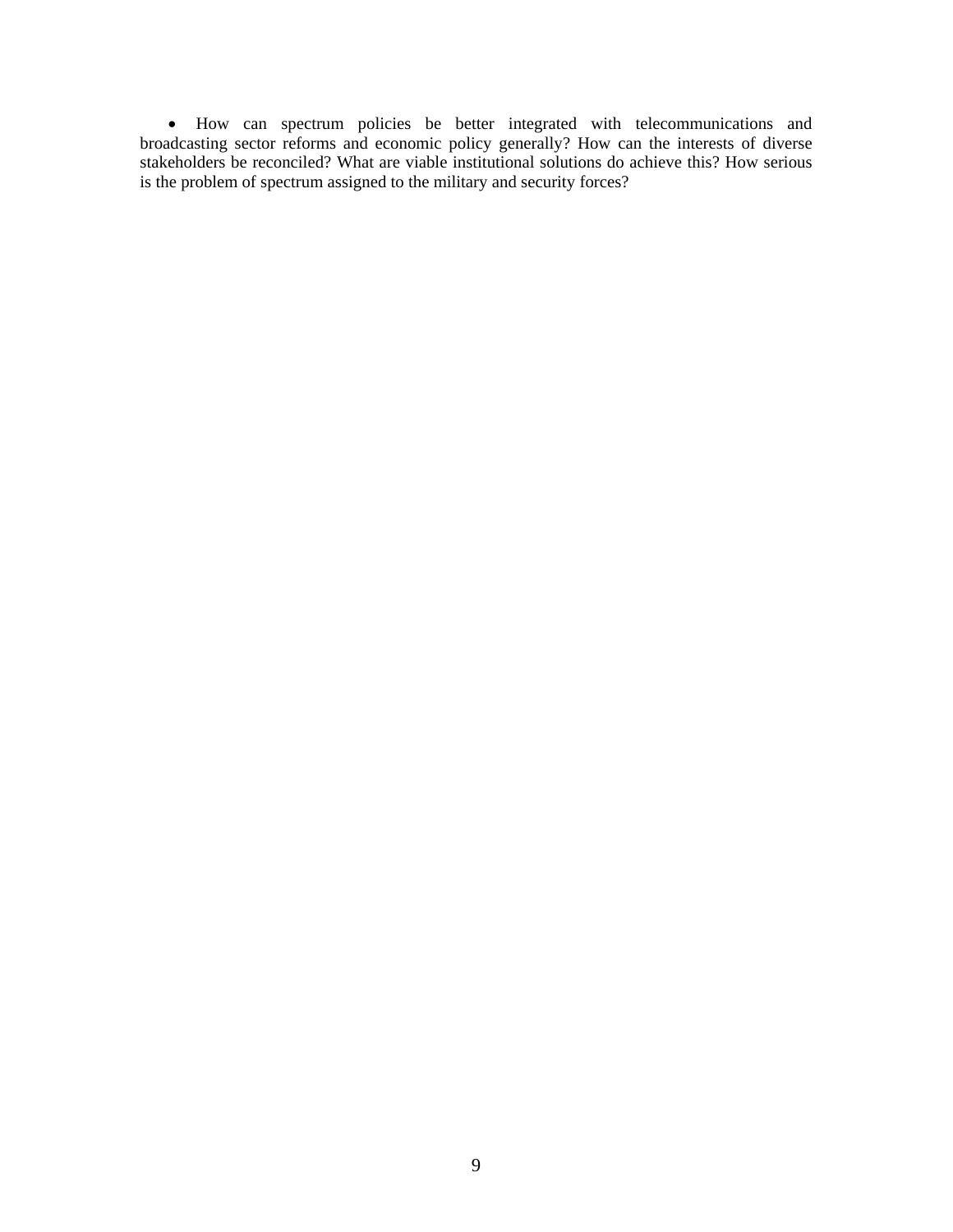- How can spectrum policies be better integrated with telecommunications and broadcasting sector reforms and economic policy generally? How can the interests of diverse stakeholders be reconciled? What are viable institutional solutions do achieve this? How serious is the problem of spectrum assigned to the military and security forces?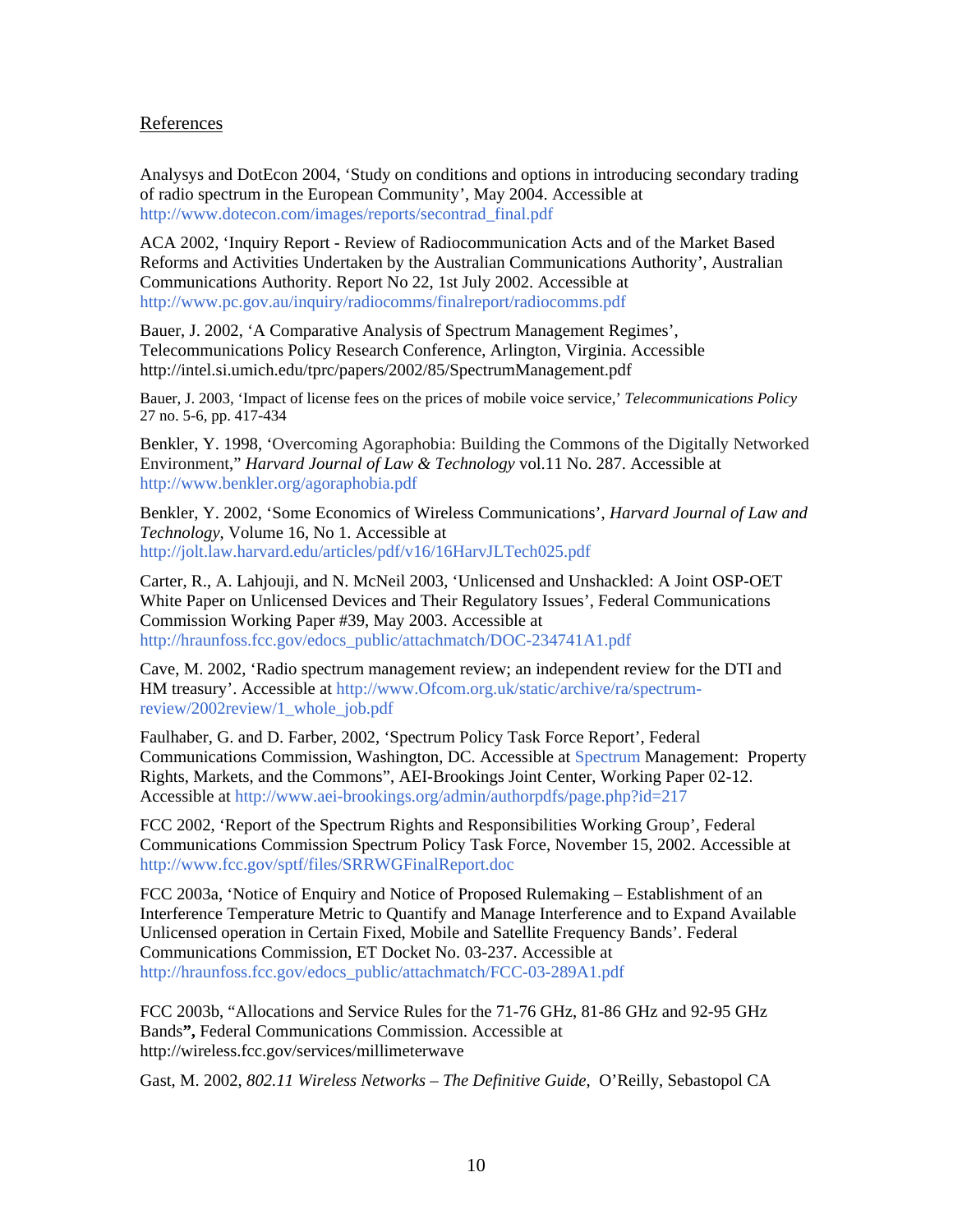## References

Analysys and DotEcon 2004, 'Study on conditions and options in introducing secondary trading of radio spectrum in the European Community', May 2004. Accessible at http://www.dotecon.com/images/reports/secontrad_final.pdf

ACA 2002, 'Inquiry Report - Review of Radiocommunication Acts and of the Market Based Reforms and Activities Undertaken by the Australian Communications Authority', Australian Communications Authority. Report No 22, 1st July 2002. Accessible at http://www.pc.gov.au/inquiry/radiocomms/finalreport/radiocomms.pdf

Bauer, J. 2002, 'A Comparative Analysis of Spectrum Management Regimes', Telecommunications Policy Research Conference, Arlington, Virginia. Accessible http://intel.si.umich.edu/tprc/papers/2002/85/SpectrumManagement.pdf

Bauer, J. 2003, 'Impact of license fees on the prices of mobile voice service,' *Telecommunications Policy* 27 no. 5-6, pp. 417-434

Benkler, Y. 1998, 'Overcoming Agoraphobia: Building the Commons of the Digitally Networked Environment," *Harvard Journal of Law & Technology* vol.11 No. 287. Accessible at http://www.benkler.org/agoraphobia.pdf

Benkler, Y. 2002, 'Some Economics of Wireless Communications', *Harvard Journal of Law and Technology*, Volume 16, No 1. Accessible at http://jolt.law.harvard.edu/articles/pdf/v16/16HarvJLTech025.pdf

Carter, R., A. Lahjouji, and N. McNeil 2003, 'Unlicensed and Unshackled: A Joint OSP-OET White Paper on Unlicensed Devices and Their Regulatory Issues', Federal Communications Commission Working Paper #39, May 2003. Accessible at http://hraunfoss.fcc.gov/edocs_public/attachmatch/DOC-234741A1.pdf

Cave, M. 2002, 'Radio spectrum management review; an independent review for the DTI and HM treasury'. Accessible at http://www.Ofcom.org.uk/static/archive/ra/spectrum-review/2002review/1_whole_job.pdf

Faulhaber, G. and D. Farber, 2002, 'Spectrum Policy Task Force Report', Federal Communications Commission, Washington, DC. Accessible at Spectrum Management: Property Rights, Markets, and the Commons", AEI-Brookings Joint Center, Working Paper 02-12. Accessible at http://www.aei-brookings.org/admin/authorpdfs/page.php?id=217

FCC 2002, 'Report of the Spectrum Rights and Responsibilities Working Group', Federal Communications Commission Spectrum Policy Task Force, November 15, 2002. Accessible at http://www.fcc.gov/sptf/files/SRRWGFinalReport.doc

FCC 2003a, 'Notice of Enquiry and Notice of Proposed Rulemaking – Establishment of an Interference Temperature Metric to Quantify and Manage Interference and to Expand Available Unlicensed operation in Certain Fixed, Mobile and Satellite Frequency Bands'. Federal Communications Commission, ET Docket No. 03-237. Accessible at http://hraunfoss.fcc.gov/edocs_public/attachmatch/FCC-03-289A1.pdf

FCC 2003b, "Allocations and Service Rules for the 71-76 GHz, 81-86 GHz and 92-95 GHz Bands**",** Federal Communications Commission. Accessible at http://wireless.fcc.gov/services/millimeterwave

Gast, M. 2002, *802.11 Wireless Networks – The Definitive Guide*, O'Reilly, Sebastopol CA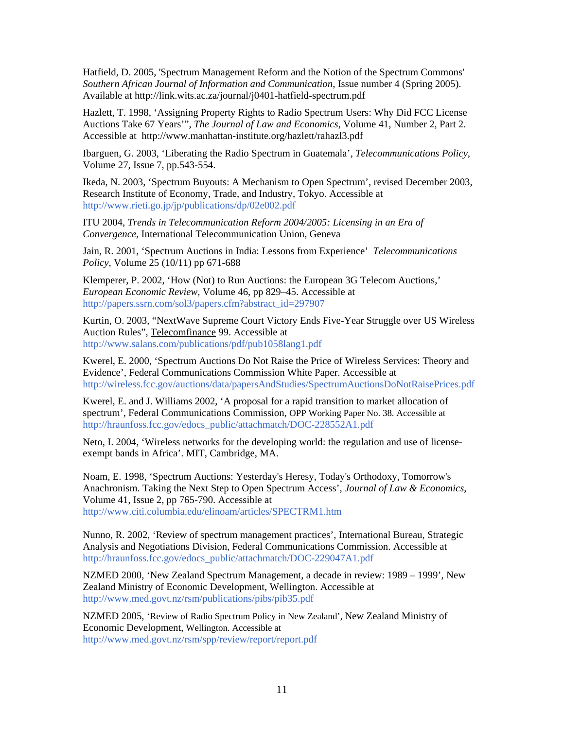Hatfield, D. 2005, 'Spectrum Management Reform and the Notion of the Spectrum Commons' *Southern African Journal of Information and Communication*, Issue number 4 (Spring 2005). Available at http://link.wits.ac.za/journal/j0401-hatfield-spectrum.pdf

Hazlett, T. 1998, 'Assigning Property Rights to Radio Spectrum Users: Why Did FCC License Auctions Take 67 Years'", *The Journal of Law and Economics*, Volume 41, Number 2, Part 2. Accessible at http://www.manhattan-institute.org/hazlett/rahazl3.pdf

Ibarguen, G. 2003, 'Liberating the Radio Spectrum in Guatemala', *Telecommunications Policy*, Volume 27, Issue 7, pp.543-554.

Ikeda, N. 2003, 'Spectrum Buyouts: A Mechanism to Open Spectrum', revised December 2003, Research Institute of Economy, Trade, and Industry, Tokyo. Accessible at http://www.rieti.go.jp/jp/publications/dp/02e002.pdf

ITU 2004, *Trends in Telecommunication Reform 2004/2005: Licensing in an Era of Convergence*, International Telecommunication Union, Geneva

Jain, R. 2001, 'Spectrum Auctions in India: Lessons from Experience' *Telecommunications Policy*, Volume 25 (10/11) pp 671-688

Klemperer, P. 2002, 'How (Not) to Run Auctions: the European 3G Telecom Auctions,' *European Economic Review*, Volume 46, pp 829–45. Accessible at http://papers.ssrn.com/sol3/papers.cfm?abstract_id=297907

Kurtin, O. 2003, "NextWave Supreme Court Victory Ends Five-Year Struggle over US Wireless Auction Rules", Telecomfinance 99. Accessible at http://www.salans.com/publications/pdf/pub1058lang1.pdf

Kwerel, E. 2000, 'Spectrum Auctions Do Not Raise the Price of Wireless Services: Theory and Evidence', Federal Communications Commission White Paper. Accessible at http://wireless.fcc.gov/auctions/data/papersAndStudies/SpectrumAuctionsDoNotRaisePrices.pdf

Kwerel, E. and J. Williams 2002, 'A proposal for a rapid transition to market allocation of spectrum', Federal Communications Commission, OPP Working Paper No. 38. Accessible at http://hraunfoss.fcc.gov/edocs_public/attachmatch/DOC-228552A1.pdf

Neto, I. 2004, 'Wireless networks for the developing world: the regulation and use of license-exempt bands in Africa'. MIT, Cambridge, MA.

Noam, E. 1998, 'Spectrum Auctions: Yesterday's Heresy, Today's Orthodoxy, Tomorrow's Anachronism. Taking the Next Step to Open Spectrum Access', *Journal of Law & Economics*, Volume 41, Issue 2, pp 765-790. Accessible at http://www.citi.columbia.edu/elinoam/articles/SPECTRM1.htm

Nunno, R. 2002, 'Review of spectrum management practices', International Bureau, Strategic Analysis and Negotiations Division, Federal Communications Commission. Accessible at http://hraunfoss.fcc.gov/edocs_public/attachmatch/DOC-229047A1.pdf

NZMED 2000, 'New Zealand Spectrum Management, a decade in review: 1989 – 1999', New Zealand Ministry of Economic Development, Wellington. Accessible at http://www.med.govt.nz/rsm/publications/pibs/pib35.pdf

NZMED 2005, 'Review of Radio Spectrum Policy in New Zealand', New Zealand Ministry of Economic Development, Wellington. Accessible at http://www.med.govt.nz/rsm/spp/review/report/report.pdf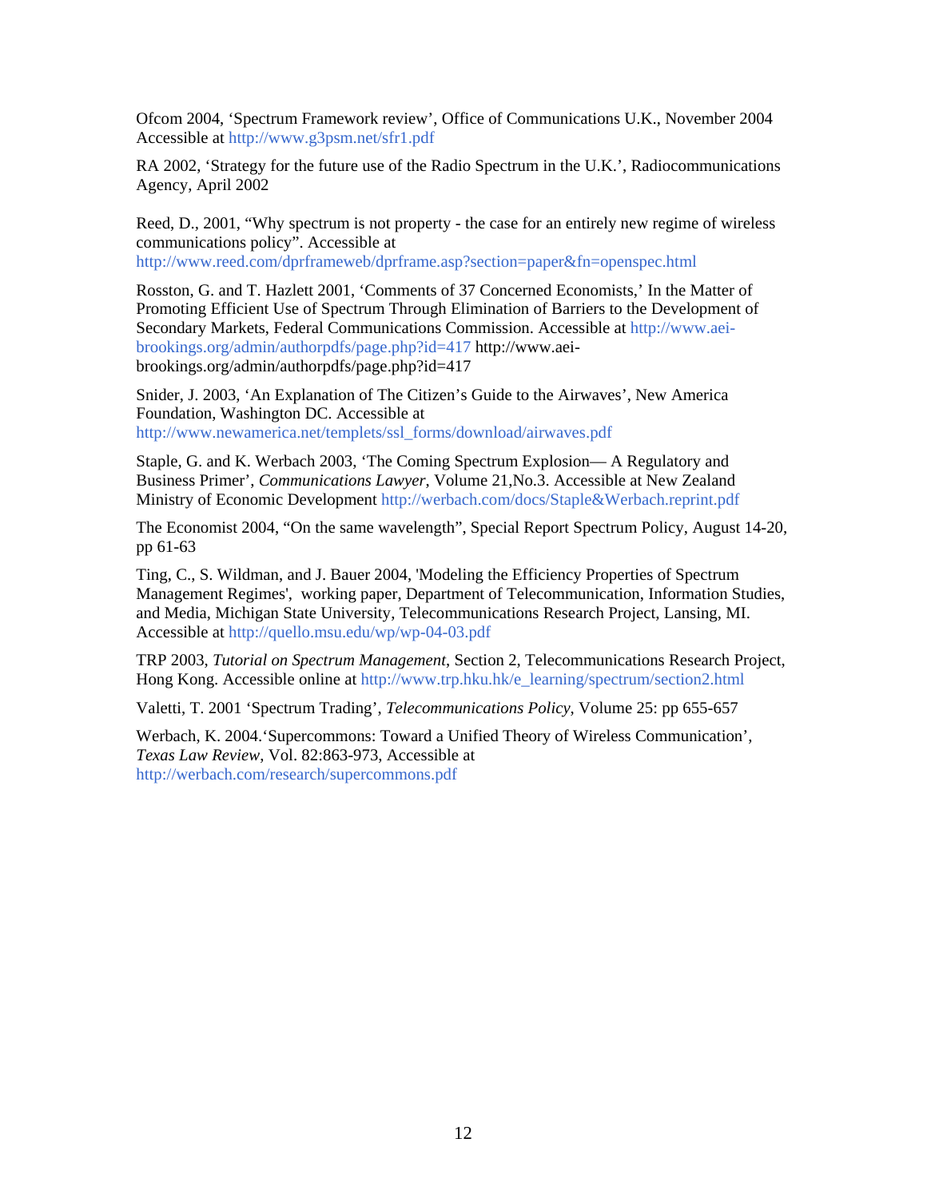Ofcom 2004, 'Spectrum Framework review', Office of Communications U.K., November 2004 Accessible at http://www.g3psm.net/sfr1.pdf

RA 2002, 'Strategy for the future use of the Radio Spectrum in the U.K.', Radiocommunications Agency, April 2002

Reed, D., 2001, "Why spectrum is not property - the case for an entirely new regime of wireless communications policy". Accessible at http://www.reed.com/dprframeweb/dprframe.asp?section=paper&fn=openspec.html

Rosston, G. and T. Hazlett 2001, 'Comments of 37 Concerned Economists,' In the Matter of Promoting Efficient Use of Spectrum Through Elimination of Barriers to the Development of Secondary Markets, Federal Communications Commission. Accessible at http://www.aei-brookings.org/admin/authorpdfs/page.php?id=417 http://www.aei-brookings.org/admin/authorpdfs/page.php?id=417

Snider, J. 2003, 'An Explanation of The Citizen's Guide to the Airwaves', New America Foundation, Washington DC. Accessible at http://www.newamerica.net/templets/ssl_forms/download/airwaves.pdf

Staple, G. and K. Werbach 2003, 'The Coming Spectrum Explosion— A Regulatory and Business Primer', *Communications Lawyer*, Volume 21,No.3. Accessible at New Zealand Ministry of Economic Development http://werbach.com/docs/Staple&Werbach.reprint.pdf

The Economist 2004, "On the same wavelength", Special Report Spectrum Policy, August 14-20, pp 61-63

Ting, C., S. Wildman, and J. Bauer 2004, 'Modeling the Efficiency Properties of Spectrum Management Regimes', working paper, Department of Telecommunication, Information Studies, and Media, Michigan State University, Telecommunications Research Project, Lansing, MI. Accessible at http://quello.msu.edu/wp/wp-04-03.pdf

TRP 2003, *Tutorial on Spectrum Management*, Section 2, Telecommunications Research Project, Hong Kong. Accessible online at http://www.trp.hku.hk/e_learning/spectrum/section2.html

Valetti, T. 2001 'Spectrum Trading', *Telecommunications Policy*, Volume 25: pp 655-657

Werbach, K. 2004.'Supercommons: Toward a Unified Theory of Wireless Communication', *Texas Law Review*, Vol. 82:863-973, Accessible at http://werbach.com/research/supercommons.pdf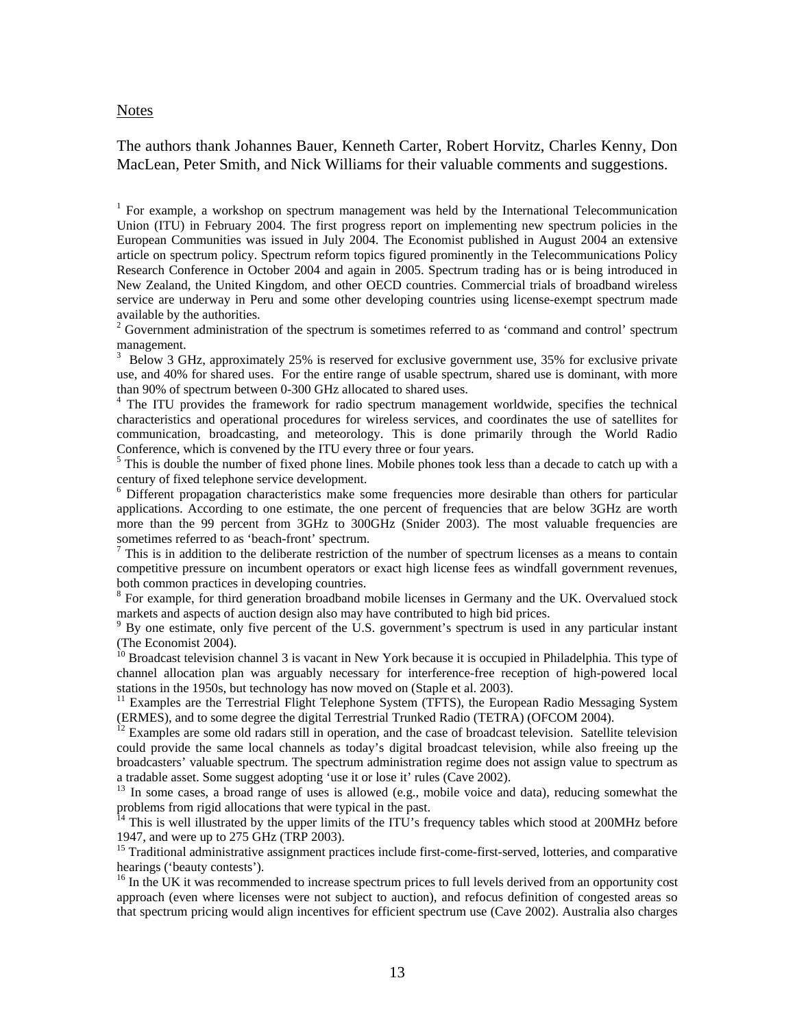Notes

The authors thank Johannes Bauer, Kenneth Carter, Robert Horvitz, Charles Kenny, Don MacLean, Peter Smith, and Nick Williams for their valuable comments and suggestions.

[1] For example, a workshop on spectrum management was held by the International Telecommunication Union (ITU) in February 2004. The first progress report on implementing new spectrum policies in the European Communities was issued in July 2004. The Economist published in August 2004 an extensive article on spectrum policy. Spectrum reform topics figured prominently in the Telecommunications Policy Research Conference in October 2004 and again in 2005. Spectrum trading has or is being introduced in New Zealand, the United Kingdom, and other OECD countries. Commercial trials of broadband wireless service are underway in Peru and some other developing countries using license-exempt spectrum made available by the authorities.

[2] Government administration of the spectrum is sometimes referred to as 'command and control' spectrum management.

[3] Below 3 GHz, approximately 25% is reserved for exclusive government use, 35% for exclusive private use, and 40% for shared uses. For the entire range of usable spectrum, shared use is dominant, with more than 90% of spectrum between 0-300 GHz allocated to shared uses.

[4] The ITU provides the framework for radio spectrum management worldwide, specifies the technical characteristics and operational procedures for wireless services, and coordinates the use of satellites for communication, broadcasting, and meteorology. This is done primarily through the World Radio Conference, which is convened by the ITU every three or four years.

[5] This is double the number of fixed phone lines. Mobile phones took less than a decade to catch up with a century of fixed telephone service development.

[6] Different propagation characteristics make some frequencies more desirable than others for particular applications. According to one estimate, the one percent of frequencies that are below 3GHz are worth more than the 99 percent from 3GHz to 300GHz (Snider 2003). The most valuable frequencies are sometimes referred to as 'beach-front' spectrum.

[7] This is in addition to the deliberate restriction of the number of spectrum licenses as a means to contain competitive pressure on incumbent operators or exact high license fees as windfall government revenues, both common practices in developing countries.

[8] For example, for third generation broadband mobile licenses in Germany and the UK. Overvalued stock markets and aspects of auction design also may have contributed to high bid prices.

[9] By one estimate, only five percent of the U.S. government's spectrum is used in any particular instant (The Economist 2004).

[10] Broadcast television channel 3 is vacant in New York because it is occupied in Philadelphia. This type of channel allocation plan was arguably necessary for interference-free reception of high-powered local stations in the 1950s, but technology has now moved on (Staple et al. 2003).

[11] Examples are the Terrestrial Flight Telephone System (TFTS), the European Radio Messaging System (ERMES), and to some degree the digital Terrestrial Trunked Radio (TETRA) (OFCOM 2004).

[12] Examples are some old radars still in operation, and the case of broadcast television. Satellite television could provide the same local channels as today's digital broadcast television, while also freeing up the broadcasters' valuable spectrum. The spectrum administration regime does not assign value to spectrum as a tradable asset. Some suggest adopting 'use it or lose it' rules (Cave 2002).

[13] In some cases, a broad range of uses is allowed (e.g., mobile voice and data), reducing somewhat the problems from rigid allocations that were typical in the past.

[14] This is well illustrated by the upper limits of the ITU's frequency tables which stood at 200MHz before 1947, and were up to 275 GHz (TRP 2003).

[15] Traditional administrative assignment practices include first-come-first-served, lotteries, and comparative hearings ('beauty contests').

[16] In the UK it was recommended to increase spectrum prices to full levels derived from an opportunity cost approach (even where licenses were not subject to auction), and refocus definition of congested areas so that spectrum pricing would align incentives for efficient spectrum use (Cave 2002). Australia also charges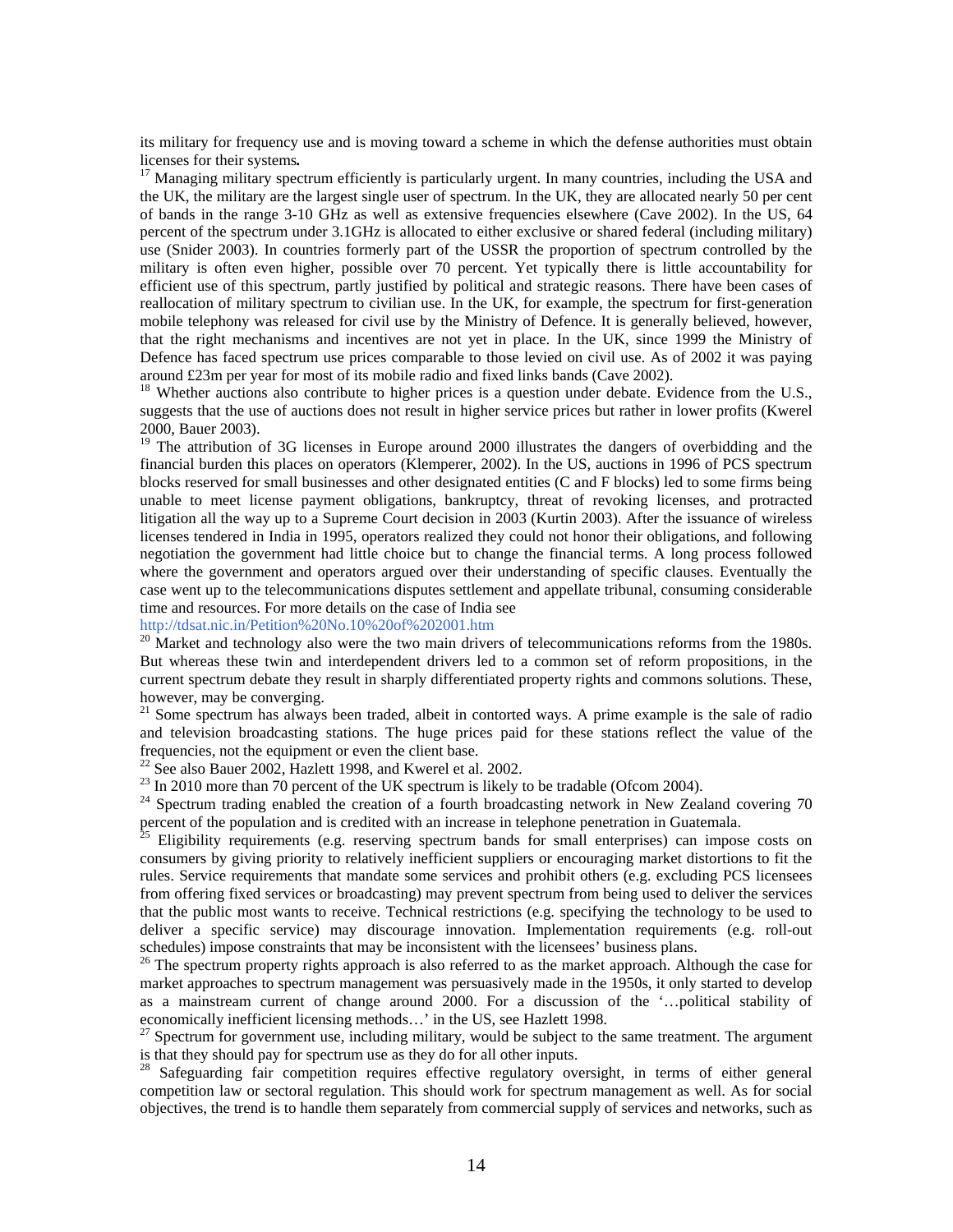its military for frequency use and is moving toward a scheme in which the defense authorities must obtain licenses for their systems**.**

[17] Managing military spectrum efficiently is particularly urgent. In many countries, including the USA and the UK, the military are the largest single user of spectrum. In the UK, they are allocated nearly 50 per cent of bands in the range 3-10 GHz as well as extensive frequencies elsewhere (Cave 2002). In the US, 64 percent of the spectrum under 3.1GHz is allocated to either exclusive or shared federal (including military) use (Snider 2003). In countries formerly part of the USSR the proportion of spectrum controlled by the military is often even higher, possible over 70 percent. Yet typically there is little accountability for efficient use of this spectrum, partly justified by political and strategic reasons. There have been cases of reallocation of military spectrum to civilian use. In the UK, for example, the spectrum for first-generation mobile telephony was released for civil use by the Ministry of Defence. It is generally believed, however, that the right mechanisms and incentives are not yet in place. In the UK, since 1999 the Ministry of Defence has faced spectrum use prices comparable to those levied on civil use. As of 2002 it was paying around £23m per year for most of its mobile radio and fixed links bands (Cave 2002).

[18] Whether auctions also contribute to higher prices is a question under debate. Evidence from the U.S., suggests that the use of auctions does not result in higher service prices but rather in lower profits (Kwerel 2000, Bauer 2003).

[19] The attribution of 3G licenses in Europe around 2000 illustrates the dangers of overbidding and the financial burden this places on operators (Klemperer, 2002). In the US, auctions in 1996 of PCS spectrum blocks reserved for small businesses and other designated entities (C and F blocks) led to some firms being unable to meet license payment obligations, bankruptcy, threat of revoking licenses, and protracted litigation all the way up to a Supreme Court decision in 2003 (Kurtin 2003). After the issuance of wireless licenses tendered in India in 1995, operators realized they could not honor their obligations, and following negotiation the government had little choice but to change the financial terms. A long process followed where the government and operators argued over their understanding of specific clauses. Eventually the case went up to the telecommunications disputes settlement and appellate tribunal, consuming considerable time and resources. For more details on the case of India see http://tdsat.nic.in/Petition%20No.10%20of%202001.htm

[20] Market and technology also were the two main drivers of telecommunications reforms from the 1980s. But whereas these twin and interdependent drivers led to a common set of reform propositions, in the current spectrum debate they result in sharply differentiated property rights and commons solutions. These, however, may be converging.

[21] Some spectrum has always been traded, albeit in contorted ways. A prime example is the sale of radio and television broadcasting stations. The huge prices paid for these stations reflect the value of the frequencies, not the equipment or even the client base.

[22] See also Bauer 2002, Hazlett 1998, and Kwerel et al. 2002.

[23] In 2010 more than 70 percent of the UK spectrum is likely to be tradable (Ofcom 2004).

[24] Spectrum trading enabled the creation of a fourth broadcasting network in New Zealand covering 70 percent of the population and is credited with an increase in telephone penetration in Guatemala.

[25] Eligibility requirements (e.g. reserving spectrum bands for small enterprises) can impose costs on consumers by giving priority to relatively inefficient suppliers or encouraging market distortions to fit the rules. Service requirements that mandate some services and prohibit others (e.g. excluding PCS licensees from offering fixed services or broadcasting) may prevent spectrum from being used to deliver the services that the public most wants to receive. Technical restrictions (e.g. specifying the technology to be used to deliver a specific service) may discourage innovation. Implementation requirements (e.g. roll-out schedules) impose constraints that may be inconsistent with the licensees' business plans.

[26] The spectrum property rights approach is also referred to as the market approach. Although the case for market approaches to spectrum management was persuasively made in the 1950s, it only started to develop as a mainstream current of change around 2000. For a discussion of the '…political stability of economically inefficient licensing methods…' in the US, see Hazlett 1998.

[27] Spectrum for government use, including military, would be subject to the same treatment. The argument is that they should pay for spectrum use as they do for all other inputs.

[28] Safeguarding fair competition requires effective regulatory oversight, in terms of either general competition law or sectoral regulation. This should work for spectrum management as well. As for social objectives, the trend is to handle them separately from commercial supply of services and networks, such as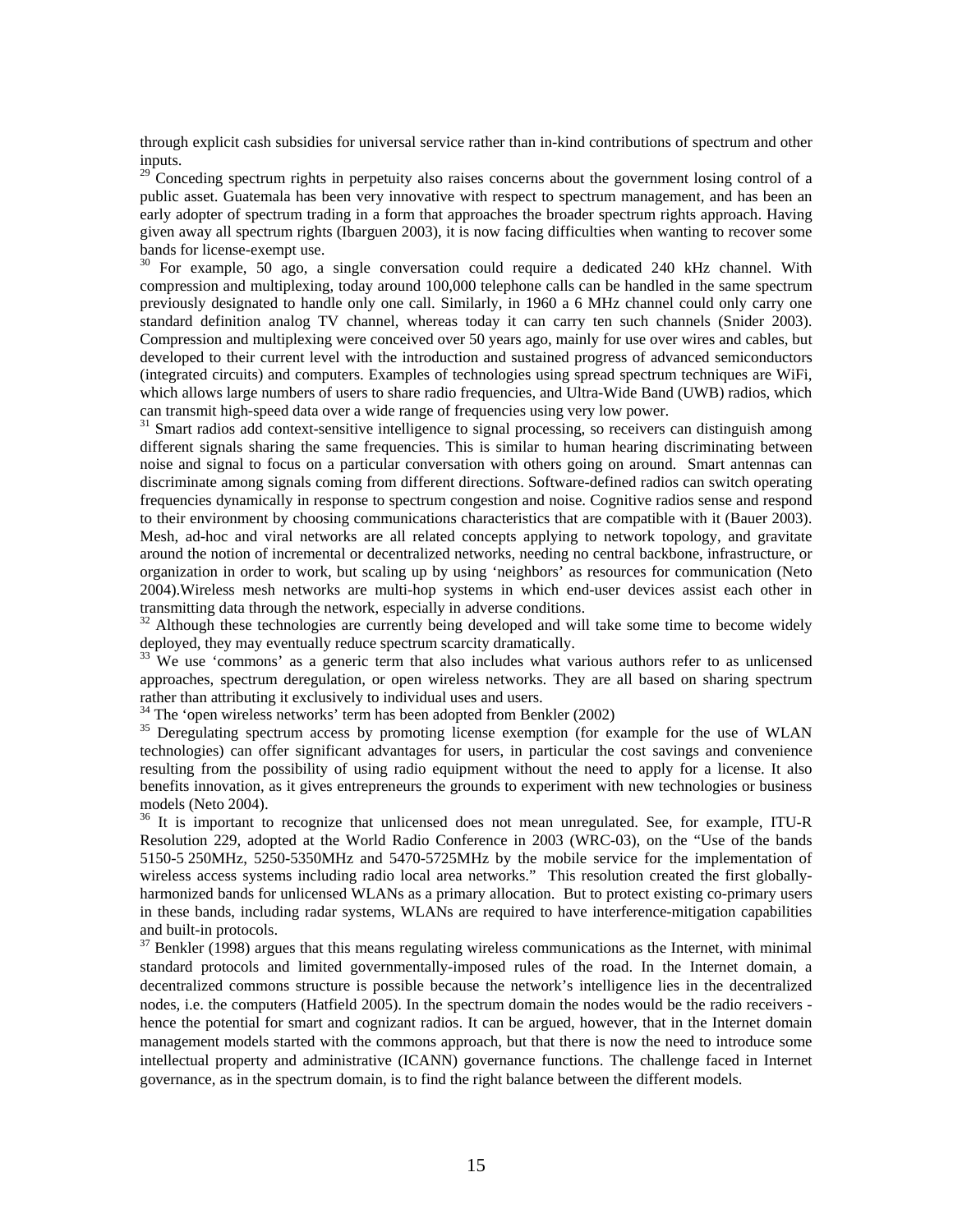through explicit cash subsidies for universal service rather than in-kind contributions of spectrum and other inputs.

[29] Conceding spectrum rights in perpetuity also raises concerns about the government losing control of a public asset. Guatemala has been very innovative with respect to spectrum management, and has been an early adopter of spectrum trading in a form that approaches the broader spectrum rights approach. Having given away all spectrum rights (Ibarguen 2003), it is now facing difficulties when wanting to recover some bands for license-exempt use.

[30] For example, 50 ago, a single conversation could require a dedicated 240 kHz channel. With compression and multiplexing, today around 100,000 telephone calls can be handled in the same spectrum previously designated to handle only one call. Similarly, in 1960 a 6 MHz channel could only carry one standard definition analog TV channel, whereas today it can carry ten such channels (Snider 2003). Compression and multiplexing were conceived over 50 years ago, mainly for use over wires and cables, but developed to their current level with the introduction and sustained progress of advanced semiconductors (integrated circuits) and computers. Examples of technologies using spread spectrum techniques are WiFi, which allows large numbers of users to share radio frequencies, and Ultra-Wide Band (UWB) radios, which can transmit high-speed data over a wide range of frequencies using very low power.

[31] Smart radios add context-sensitive intelligence to signal processing, so receivers can distinguish among different signals sharing the same frequencies. This is similar to human hearing discriminating between noise and signal to focus on a particular conversation with others going on around. Smart antennas can discriminate among signals coming from different directions. Software-defined radios can switch operating frequencies dynamically in response to spectrum congestion and noise. Cognitive radios sense and respond to their environment by choosing communications characteristics that are compatible with it (Bauer 2003). Mesh, ad-hoc and viral networks are all related concepts applying to network topology, and gravitate around the notion of incremental or decentralized networks, needing no central backbone, infrastructure, or organization in order to work, but scaling up by using 'neighbors' as resources for communication (Neto 2004).Wireless mesh networks are multi-hop systems in which end-user devices assist each other in transmitting data through the network, especially in adverse conditions.

[32] Although these technologies are currently being developed and will take some time to become widely deployed, they may eventually reduce spectrum scarcity dramatically.

[33] We use 'commons' as a generic term that also includes what various authors refer to as unlicensed approaches, spectrum deregulation, or open wireless networks. They are all based on sharing spectrum rather than attributing it exclusively to individual uses and users.

[34] The 'open wireless networks' term has been adopted from Benkler (2002)

[35] Deregulating spectrum access by promoting license exemption (for example for the use of WLAN technologies) can offer significant advantages for users, in particular the cost savings and convenience resulting from the possibility of using radio equipment without the need to apply for a license. It also benefits innovation, as it gives entrepreneurs the grounds to experiment with new technologies or business models (Neto 2004).

[36] It is important to recognize that unlicensed does not mean unregulated. See, for example, ITU-R Resolution 229, adopted at the World Radio Conference in 2003 (WRC-03), on the "Use of the bands 5150-5 250MHz, 5250-5350MHz and 5470-5725MHz by the mobile service for the implementation of wireless access systems including radio local area networks." This resolution created the first globally-harmonized bands for unlicensed WLANs as a primary allocation. But to protect existing co-primary users in these bands, including radar systems, WLANs are required to have interference-mitigation capabilities and built-in protocols.

[37] Benkler (1998) argues that this means regulating wireless communications as the Internet, with minimal standard protocols and limited governmentally-imposed rules of the road. In the Internet domain, a decentralized commons structure is possible because the network's intelligence lies in the decentralized nodes, i.e. the computers (Hatfield 2005). In the spectrum domain the nodes would be the radio receivers - hence the potential for smart and cognizant radios. It can be argued, however, that in the Internet domain management models started with the commons approach, but that there is now the need to introduce some intellectual property and administrative (ICANN) governance functions. The challenge faced in Internet governance, as in the spectrum domain, is to find the right balance between the different models.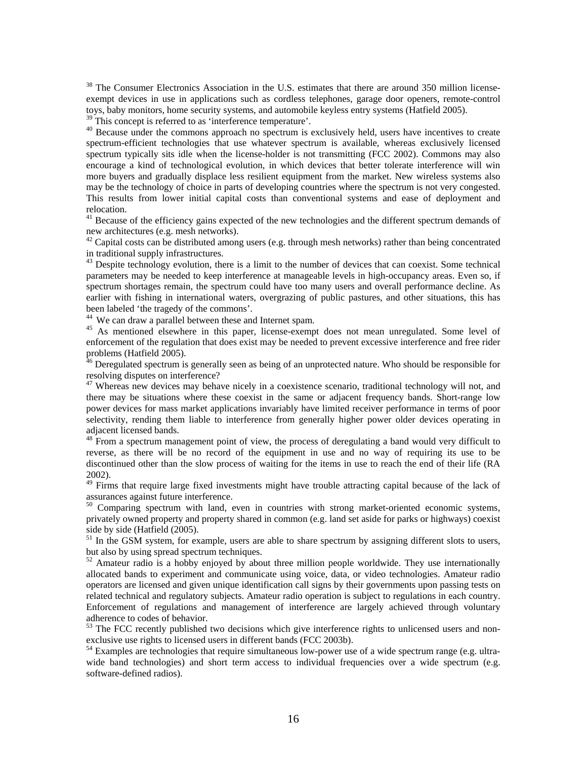[38] The Consumer Electronics Association in the U.S. estimates that there are around 350 million license-exempt devices in use in applications such as cordless telephones, garage door openers, remote-control toys, baby monitors, home security systems, and automobile keyless entry systems (Hatfield 2005).

[39] This concept is referred to as 'interference temperature'.

[40] Because under the commons approach no spectrum is exclusively held, users have incentives to create spectrum-efficient technologies that use whatever spectrum is available, whereas exclusively licensed spectrum typically sits idle when the license-holder is not transmitting (FCC 2002). Commons may also encourage a kind of technological evolution, in which devices that better tolerate interference will win more buyers and gradually displace less resilient equipment from the market. New wireless systems also may be the technology of choice in parts of developing countries where the spectrum is not very congested. This results from lower initial capital costs than conventional systems and ease of deployment and relocation.

[41] Because of the efficiency gains expected of the new technologies and the different spectrum demands of new architectures (e.g. mesh networks).

[42] Capital costs can be distributed among users (e.g. through mesh networks) rather than being concentrated in traditional supply infrastructures.

[43] Despite technology evolution, there is a limit to the number of devices that can coexist. Some technical parameters may be needed to keep interference at manageable levels in high-occupancy areas. Even so, if spectrum shortages remain, the spectrum could have too many users and overall performance decline. As earlier with fishing in international waters, overgrazing of public pastures, and other situations, this has been labeled 'the tragedy of the commons'.

[44] We can draw a parallel between these and Internet spam.

[45] As mentioned elsewhere in this paper, license-exempt does not mean unregulated. Some level of enforcement of the regulation that does exist may be needed to prevent excessive interference and free rider problems (Hatfield 2005).

[46] Deregulated spectrum is generally seen as being of an unprotected nature. Who should be responsible for resolving disputes on interference?

[47] Whereas new devices may behave nicely in a coexistence scenario, traditional technology will not, and there may be situations where these coexist in the same or adjacent frequency bands. Short-range low power devices for mass market applications invariably have limited receiver performance in terms of poor selectivity, rending them liable to interference from generally higher power older devices operating in adjacent licensed bands.

[48] From a spectrum management point of view, the process of deregulating a band would very difficult to reverse, as there will be no record of the equipment in use and no way of requiring its use to be discontinued other than the slow process of waiting for the items in use to reach the end of their life (RA 2002).

[49] Firms that require large fixed investments might have trouble attracting capital because of the lack of assurances against future interference.

[50] Comparing spectrum with land, even in countries with strong market-oriented economic systems, privately owned property and property shared in common (e.g. land set aside for parks or highways) coexist side by side (Hatfield (2005).

[51] In the GSM system, for example, users are able to share spectrum by assigning different slots to users, but also by using spread spectrum techniques.

[52] Amateur radio is a hobby enjoyed by about three million people worldwide. They use internationally allocated bands to experiment and communicate using voice, data, or video technologies. Amateur radio operators are licensed and given unique identification call signs by their governments upon passing tests on related technical and regulatory subjects. Amateur radio operation is subject to regulations in each country. Enforcement of regulations and management of interference are largely achieved through voluntary adherence to codes of behavior.

[53] The FCC recently published two decisions which give interference rights to unlicensed users and non-exclusive use rights to licensed users in different bands (FCC 2003b).

[54] Examples are technologies that require simultaneous low-power use of a wide spectrum range (e.g. ultra-wide band technologies) and short term access to individual frequencies over a wide spectrum (e.g. software-defined radios).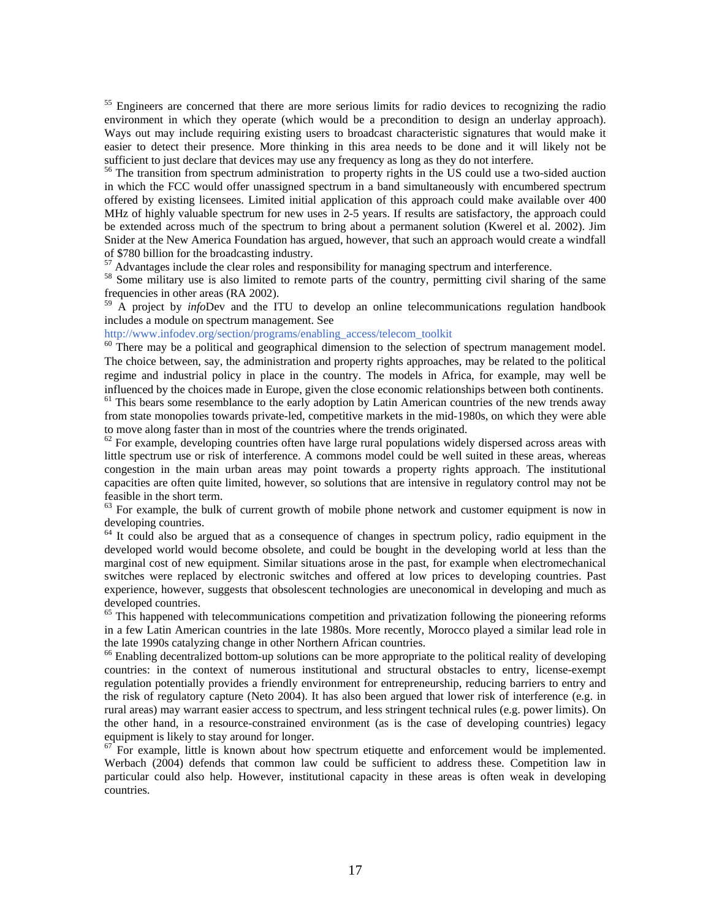[55] Engineers are concerned that there are more serious limits for radio devices to recognizing the radio environment in which they operate (which would be a precondition to design an underlay approach). Ways out may include requiring existing users to broadcast characteristic signatures that would make it easier to detect their presence. More thinking in this area needs to be done and it will likely not be sufficient to just declare that devices may use any frequency as long as they do not interfere.

[56] The transition from spectrum administration to property rights in the US could use a two-sided auction in which the FCC would offer unassigned spectrum in a band simultaneously with encumbered spectrum offered by existing licensees. Limited initial application of this approach could make available over 400 MHz of highly valuable spectrum for new uses in 2-5 years. If results are satisfactory, the approach could be extended across much of the spectrum to bring about a permanent solution (Kwerel et al. 2002). Jim Snider at the New America Foundation has argued, however, that such an approach would create a windfall of $780 billion for the broadcasting industry.

[57] Advantages include the clear roles and responsibility for managing spectrum and interference.

[58] Some military use is also limited to remote parts of the country, permitting civil sharing of the same frequencies in other areas (RA 2002).

[59] A project by *info*Dev and the ITU to develop an online telecommunications regulation handbook includes a module on spectrum management. See http://www.infodev.org/section/programs/enabling_access/telecom_toolkit

[60] There may be a political and geographical dimension to the selection of spectrum management model. The choice between, say, the administration and property rights approaches, may be related to the political regime and industrial policy in place in the country. The models in Africa, for example, may well be influenced by the choices made in Europe, given the close economic relationships between both continents.

[61] This bears some resemblance to the early adoption by Latin American countries of the new trends away from state monopolies towards private-led, competitive markets in the mid-1980s, on which they were able to move along faster than in most of the countries where the trends originated.

[62] For example, developing countries often have large rural populations widely dispersed across areas with little spectrum use or risk of interference. A commons model could be well suited in these areas, whereas congestion in the main urban areas may point towards a property rights approach. The institutional capacities are often quite limited, however, so solutions that are intensive in regulatory control may not be feasible in the short term.

[63] For example, the bulk of current growth of mobile phone network and customer equipment is now in developing countries.

[64] It could also be argued that as a consequence of changes in spectrum policy, radio equipment in the developed world would become obsolete, and could be bought in the developing world at less than the marginal cost of new equipment. Similar situations arose in the past, for example when electromechanical switches were replaced by electronic switches and offered at low prices to developing countries. Past experience, however, suggests that obsolescent technologies are uneconomical in developing and much as developed countries.

[65] This happened with telecommunications competition and privatization following the pioneering reforms in a few Latin American countries in the late 1980s. More recently, Morocco played a similar lead role in the late 1990s catalyzing change in other Northern African countries.

[66] Enabling decentralized bottom-up solutions can be more appropriate to the political reality of developing countries: in the context of numerous institutional and structural obstacles to entry, license-exempt regulation potentially provides a friendly environment for entrepreneurship, reducing barriers to entry and the risk of regulatory capture (Neto 2004). It has also been argued that lower risk of interference (e.g. in rural areas) may warrant easier access to spectrum, and less stringent technical rules (e.g. power limits). On the other hand, in a resource-constrained environment (as is the case of developing countries) legacy equipment is likely to stay around for longer.

[67] For example, little is known about how spectrum etiquette and enforcement would be implemented. Werbach (2004) defends that common law could be sufficient to address these. Competition law in particular could also help. However, institutional capacity in these areas is often weak in developing countries.